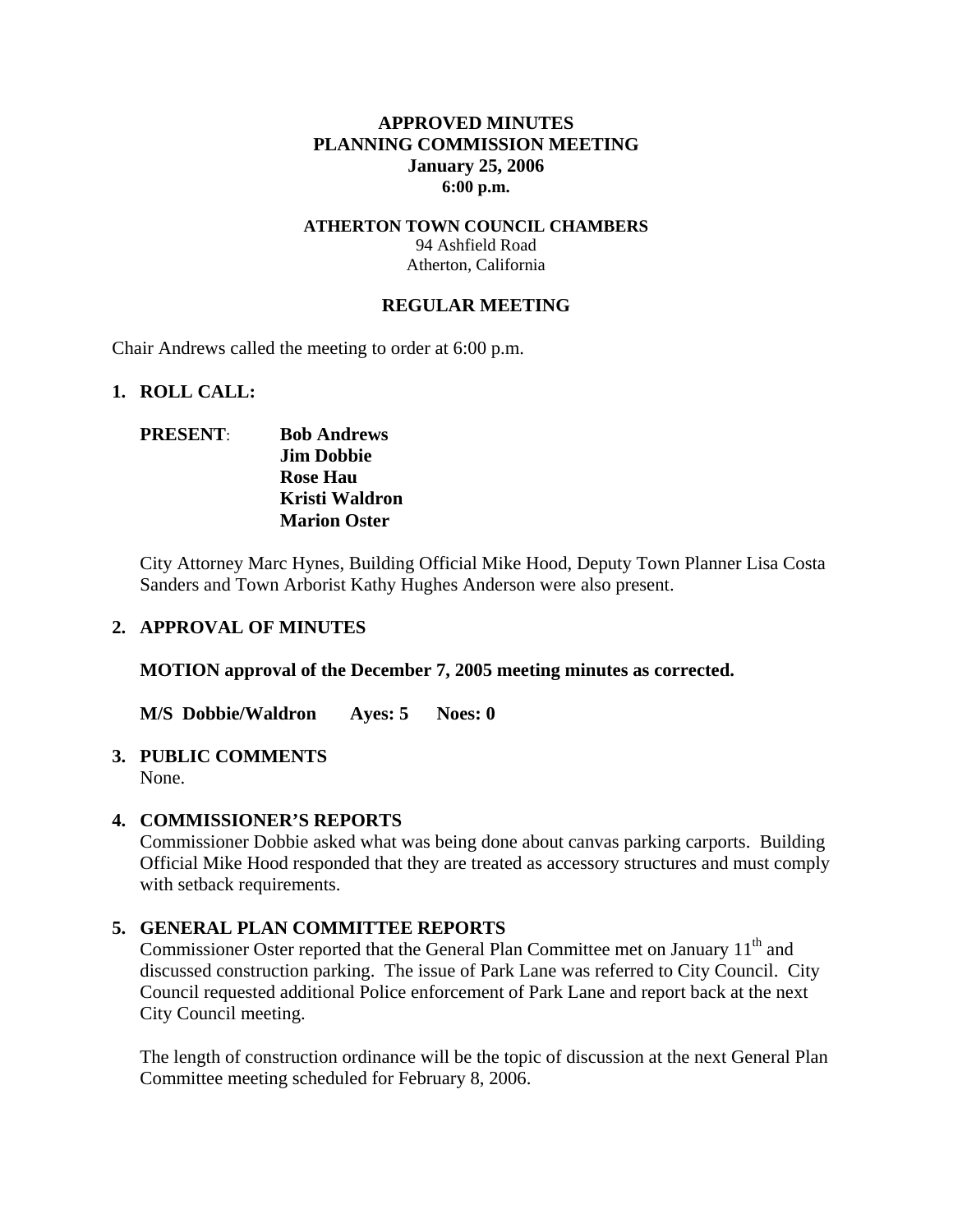# APPROVED MINUTES
# PLANNING COMMISSION MEETING
## January 25, 2006
## 6:00 p.m.

**ATHERTON TOWN COUNCIL CHAMBERS**
94 Ashfield Road
Atherton, California

## REGULAR MEETING

Chair Andrews called the meeting to order at 6:00 p.m.

### 1. ROLL CALL:

**PRESENT**: **Bob Andrews**
**Jim Dobbie**
**Rose Hau**
**Kristi Waldron**
**Marion Oster**

City Attorney Marc Hynes, Building Official Mike Hood, Deputy Town Planner Lisa Costa Sanders and Town Arborist Kathy Hughes Anderson were also present.

### 2. APPROVAL OF MINUTES

**MOTION approval of the December 7, 2005 meeting minutes as corrected.**

**M/S Dobbie/Waldron Ayes: 5 Noes: 0**

### 3. PUBLIC COMMENTS

None.

### 4. COMMISSIONER'S REPORTS

Commissioner Dobbie asked what was being done about canvas parking carports. Building Official Mike Hood responded that they are treated as accessory structures and must comply with setback requirements.

### 5. GENERAL PLAN COMMITTEE REPORTS

Commissioner Oster reported that the General Plan Committee met on January 11th and discussed construction parking. The issue of Park Lane was referred to City Council. City Council requested additional Police enforcement of Park Lane and report back at the next City Council meeting.

The length of construction ordinance will be the topic of discussion at the next General Plan Committee meeting scheduled for February 8, 2006.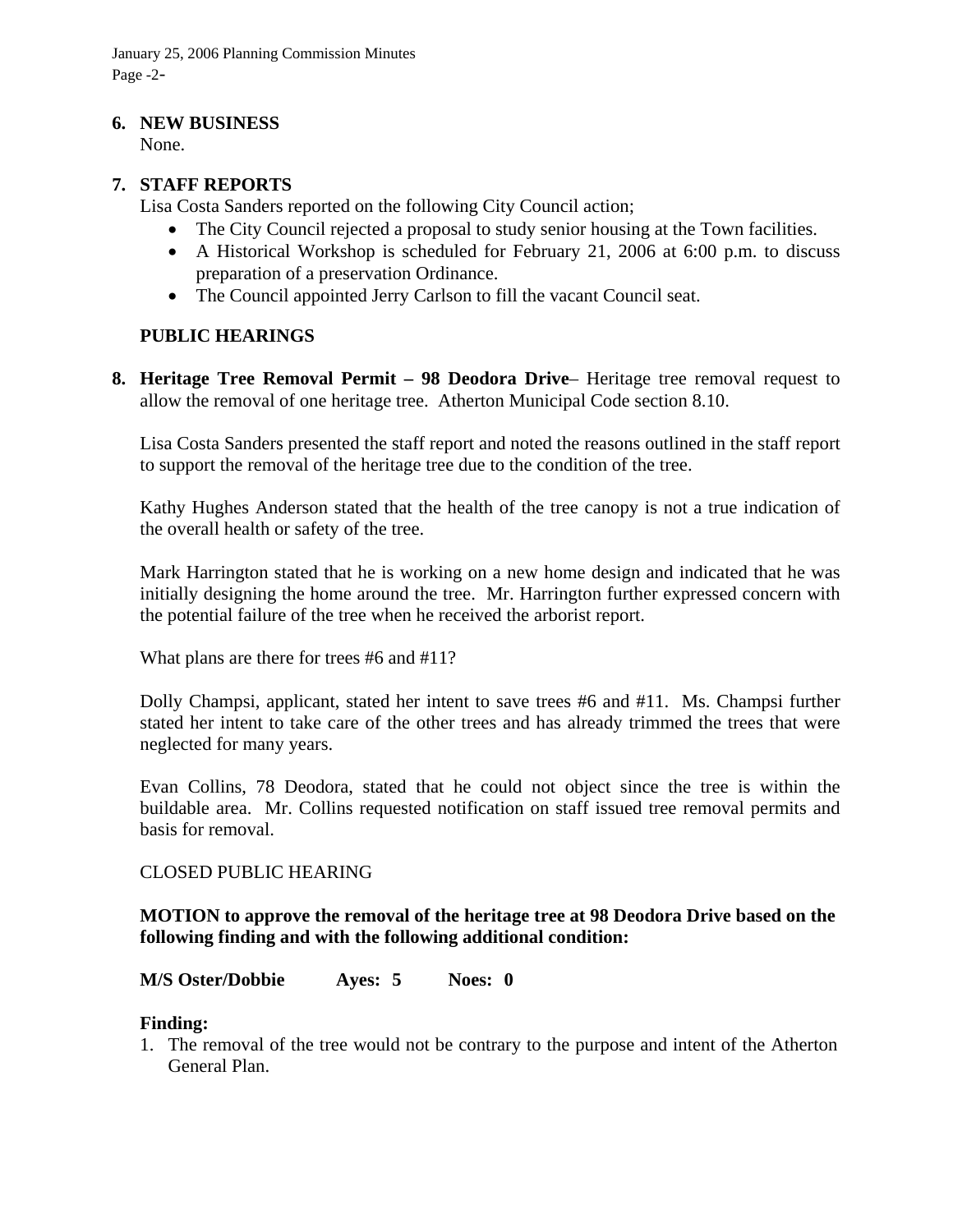## 6. NEW BUSINESS

None.

## 7. STAFF REPORTS

Lisa Costa Sanders reported on the following City Council action;

- The City Council rejected a proposal to study senior housing at the Town facilities.
- A Historical Workshop is scheduled for February 21, 2006 at 6:00 p.m. to discuss preparation of a preservation Ordinance.
- The Council appointed Jerry Carlson to fill the vacant Council seat.

## PUBLIC HEARINGS

**8. Heritage Tree Removal Permit – 98 Deodora Drive**– Heritage tree removal request to allow the removal of one heritage tree. Atherton Municipal Code section 8.10.

Lisa Costa Sanders presented the staff report and noted the reasons outlined in the staff report to support the removal of the heritage tree due to the condition of the tree.

Kathy Hughes Anderson stated that the health of the tree canopy is not a true indication of the overall health or safety of the tree.

Mark Harrington stated that he is working on a new home design and indicated that he was initially designing the home around the tree. Mr. Harrington further expressed concern with the potential failure of the tree when he received the arborist report.

What plans are there for trees #6 and #11?

Dolly Champsi, applicant, stated her intent to save trees #6 and #11. Ms. Champsi further stated her intent to take care of the other trees and has already trimmed the trees that were neglected for many years.

Evan Collins, 78 Deodora, stated that he could not object since the tree is within the buildable area. Mr. Collins requested notification on staff issued tree removal permits and basis for removal.

CLOSED PUBLIC HEARING

**MOTION to approve the removal of the heritage tree at 98 Deodora Drive based on the following finding and with the following additional condition:**

**M/S Oster/Dobbie Ayes: 5 Noes: 0**

**Finding:**

1. The removal of the tree would not be contrary to the purpose and intent of the Atherton General Plan.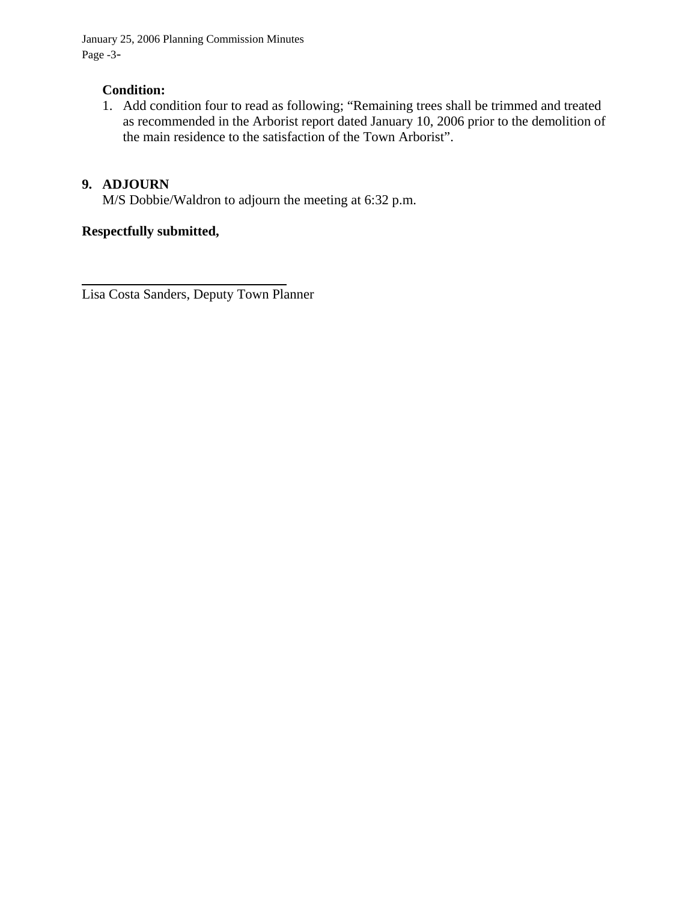**Condition:**

1. Add condition four to read as following; “Remaining trees shall be trimmed and treated as recommended in the Arborist report dated January 10, 2006 prior to the demolition of the main residence to the satisfaction of the Town Arborist”.

**9. ADJOURN**

M/S Dobbie/Waldron to adjourn the meeting at 6:32 p.m.

**Respectfully submitted,**

\_\_\_\_\_\_\_\_\_\_\_\_\_\_\_\_\_\_\_\_\_\_\_\_\_\_\_\_\_\_\_\_\_\_

Lisa Costa Sanders, Deputy Town Planner